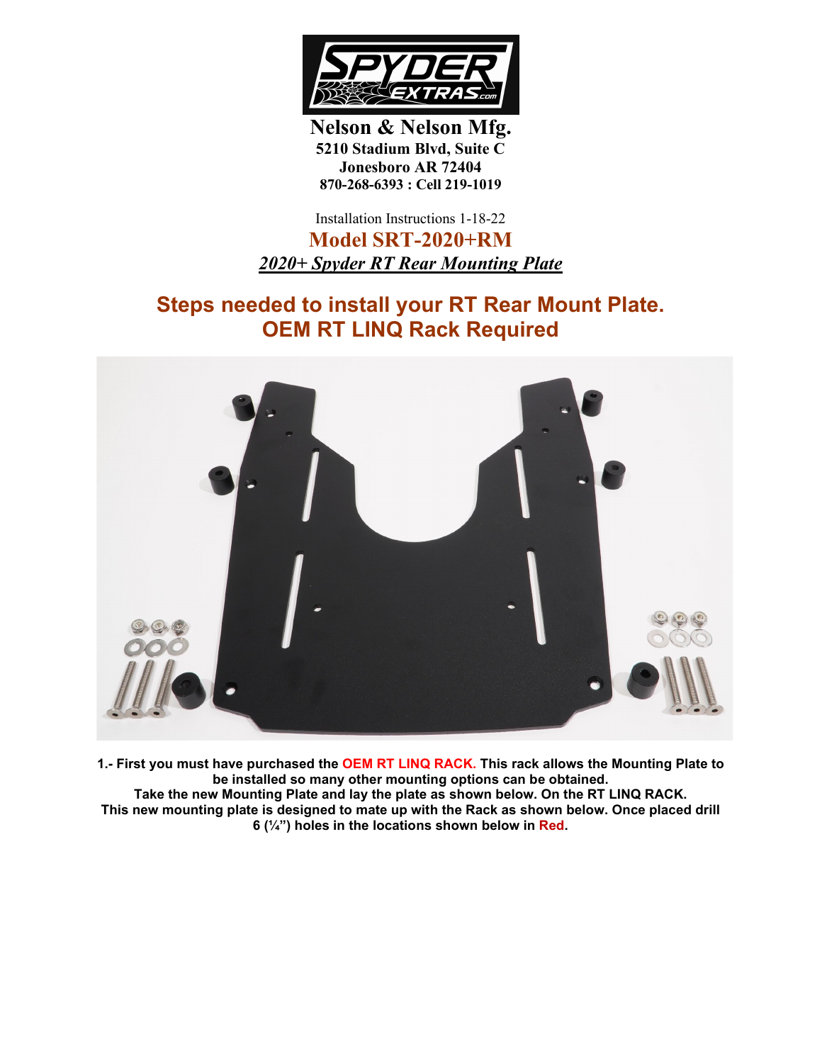SPYDER EXTRAS.com

**Nelson & Nelson Mfg.**
**5210 Stadium Blvd, Suite C**
**Jonesboro AR 72404**
**870-268-6393 : Cell 219-1019**

Installation Instructions 1-18-22

# Model SRT-2020+RM

***2020+ Spyder RT Rear Mounting Plate***

## Steps needed to install your RT Rear Mount Plate.
## OEM RT LINQ Rack Required

**1.- First you must have purchased the OEM RT LINQ RACK. This rack allows the Mounting Plate to be installed so many other mounting options can be obtained.**
**Take the new Mounting Plate and lay the plate as shown below. On the RT LINQ RACK.**
**This new mounting plate is designed to mate up with the Rack as shown below. Once placed drill 6 (¼") holes in the locations shown below in Red.**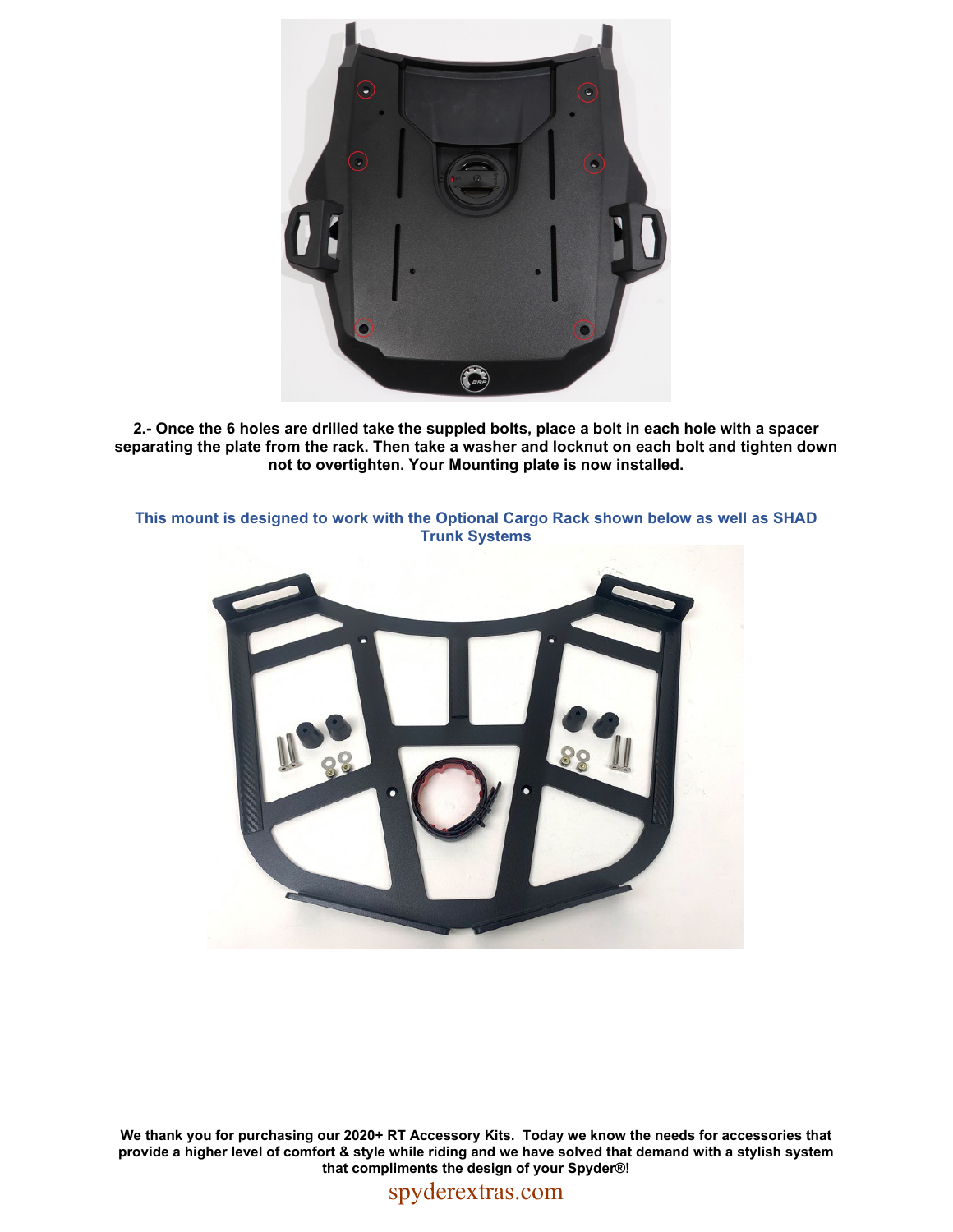**2.- Once the 6 holes are drilled take the suppled bolts, place a bolt in each hole with a spacer separating the plate from the rack. Then take a washer and locknut on each bolt and tighten down not to overtighten. Your Mounting plate is now installed.**

**This mount is designed to work with the Optional Cargo Rack shown below as well as SHAD Trunk Systems**

**We thank you for purchasing our 2020+ RT Accessory Kits. Today we know the needs for accessories that provide a higher level of comfort & style while riding and we have solved that demand with a stylish system that compliments the design of your Spyder®!**

spyderextras.com